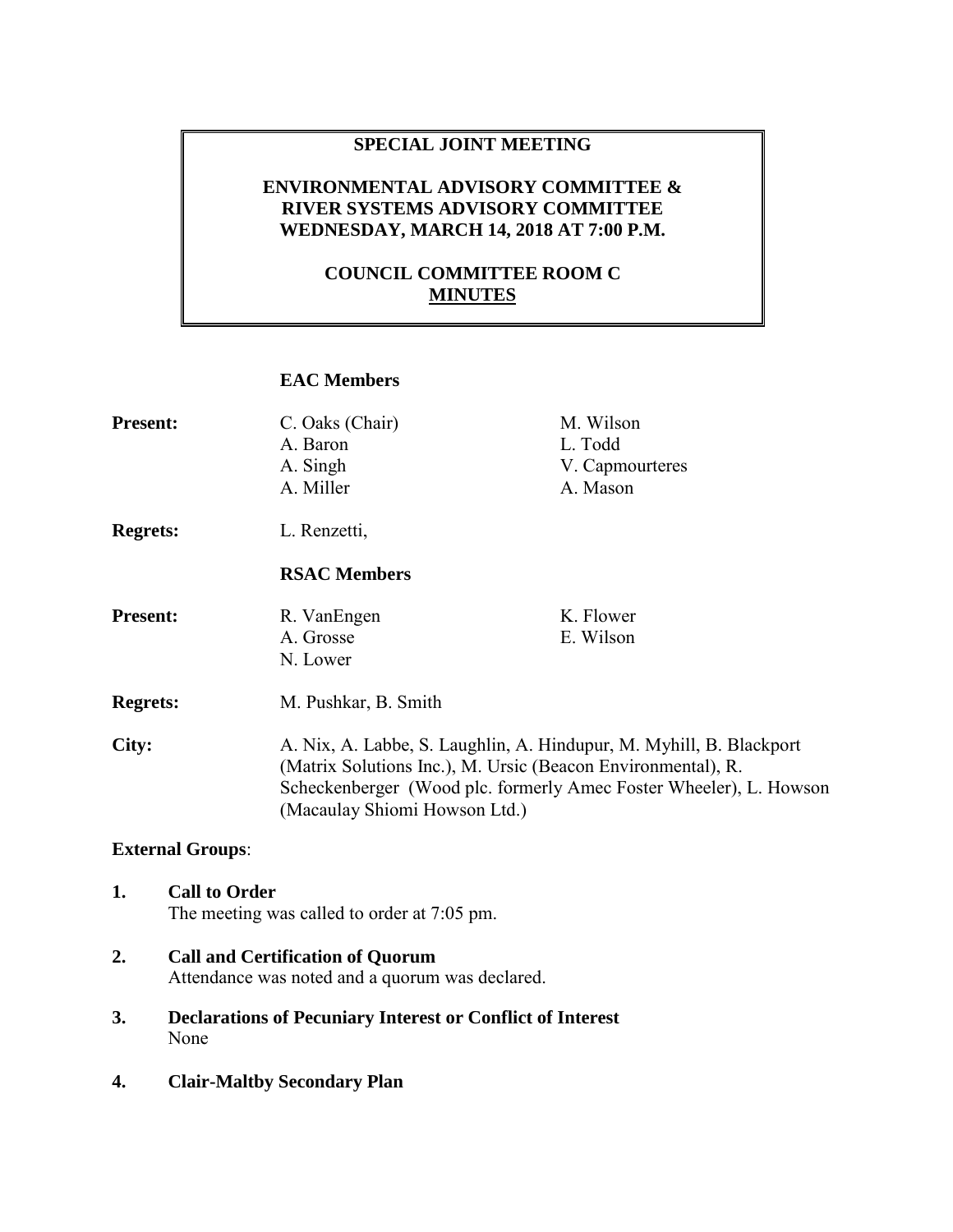# SPECIAL JOINT MEETING

## ENVIRONMENTAL ADVISORY COMMITTEE & RIVER SYSTEMS ADVISORY COMMITTEE WEDNESDAY, MARCH 14, 2018 AT 7:00 P.M.

## COUNCIL COMMITTEE ROOM C MINUTES

**EAC Members**

| | | |
|---|---|---|
| **Present:** | C. Oaks (Chair) | M. Wilson |
| | A. Baron | L. Todd |
| | A. Singh | V. Capmourteres |
| | A. Miller | A. Mason |
| **Regrets:** | L. Renzetti, | |

**RSAC Members**

| | | |
|---|---|---|
| **Present:** | R. VanEngen | K. Flower |
| | A. Grosse | E. Wilson |
| | N. Lower | |
| **Regrets:** | M. Pushkar, B. Smith | |

**City:** A. Nix, A. Labbe, S. Laughlin, A. Hindupur, M. Myhill, B. Blackport (Matrix Solutions Inc.), M. Ursic (Beacon Environmental), R. Scheckenberger (Wood plc. formerly Amec Foster Wheeler), L. Howson (Macaulay Shiomi Howson Ltd.)

**External Groups**:

**1. Call to Order**
The meeting was called to order at 7:05 pm.

**2. Call and Certification of Quorum**
Attendance was noted and a quorum was declared.

**3. Declarations of Pecuniary Interest or Conflict of Interest**
None

**4. Clair-Maltby Secondary Plan**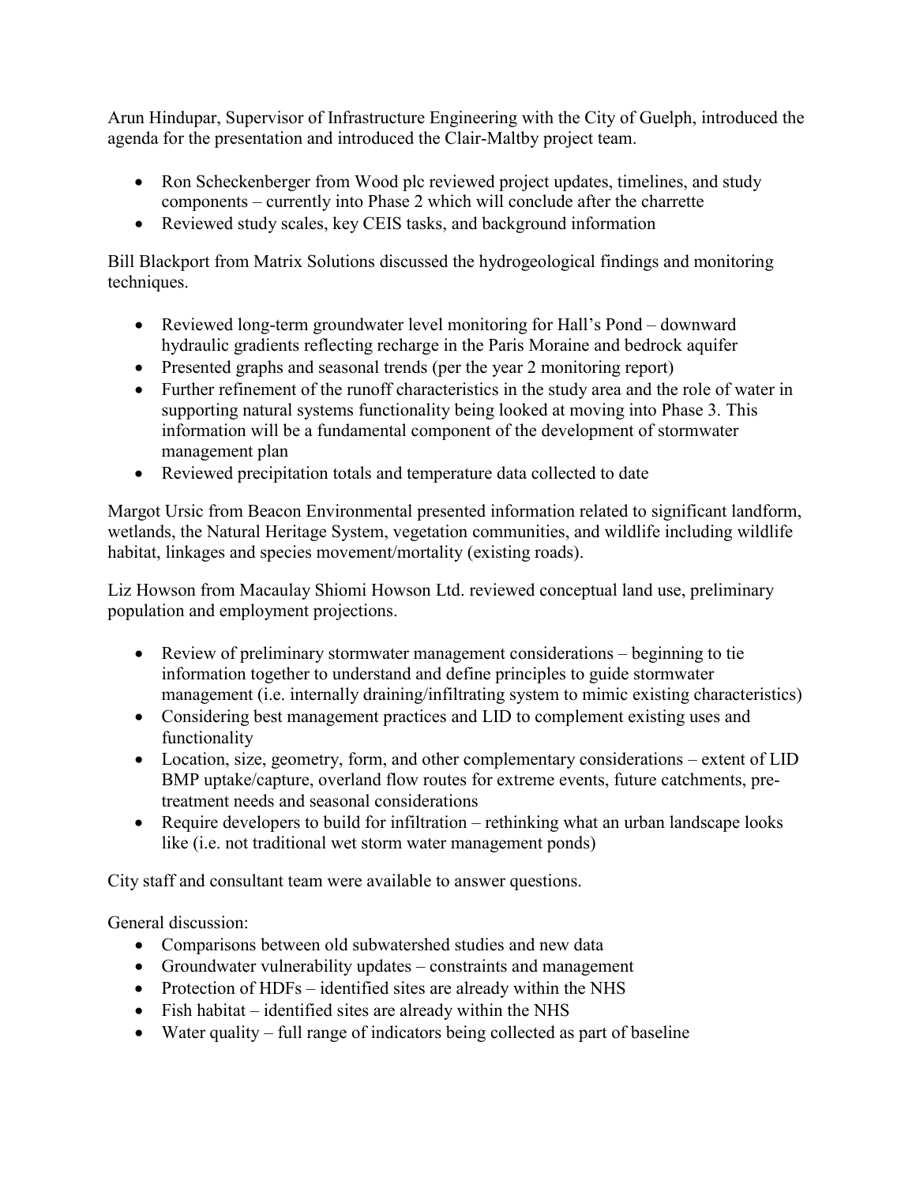Arun Hindupar, Supervisor of Infrastructure Engineering with the City of Guelph, introduced the agenda for the presentation and introduced the Clair-Maltby project team.

- Ron Scheckenberger from Wood plc reviewed project updates, timelines, and study components – currently into Phase 2 which will conclude after the charrette
- Reviewed study scales, key CEIS tasks, and background information

Bill Blackport from Matrix Solutions discussed the hydrogeological findings and monitoring techniques.

- Reviewed long-term groundwater level monitoring for Hall's Pond – downward hydraulic gradients reflecting recharge in the Paris Moraine and bedrock aquifer
- Presented graphs and seasonal trends (per the year 2 monitoring report)
- Further refinement of the runoff characteristics in the study area and the role of water in supporting natural systems functionality being looked at moving into Phase 3. This information will be a fundamental component of the development of stormwater management plan
- Reviewed precipitation totals and temperature data collected to date

Margot Ursic from Beacon Environmental presented information related to significant landform, wetlands, the Natural Heritage System, vegetation communities, and wildlife including wildlife habitat, linkages and species movement/mortality (existing roads).

Liz Howson from Macaulay Shiomi Howson Ltd. reviewed conceptual land use, preliminary population and employment projections.

- Review of preliminary stormwater management considerations – beginning to tie information together to understand and define principles to guide stormwater management (i.e. internally draining/infiltrating system to mimic existing characteristics)
- Considering best management practices and LID to complement existing uses and functionality
- Location, size, geometry, form, and other complementary considerations – extent of LID BMP uptake/capture, overland flow routes for extreme events, future catchments, pre-treatment needs and seasonal considerations
- Require developers to build for infiltration – rethinking what an urban landscape looks like (i.e. not traditional wet storm water management ponds)

City staff and consultant team were available to answer questions.

General discussion:

- Comparisons between old subwatershed studies and new data
- Groundwater vulnerability updates – constraints and management
- Protection of HDFs – identified sites are already within the NHS
- Fish habitat – identified sites are already within the NHS
- Water quality – full range of indicators being collected as part of baseline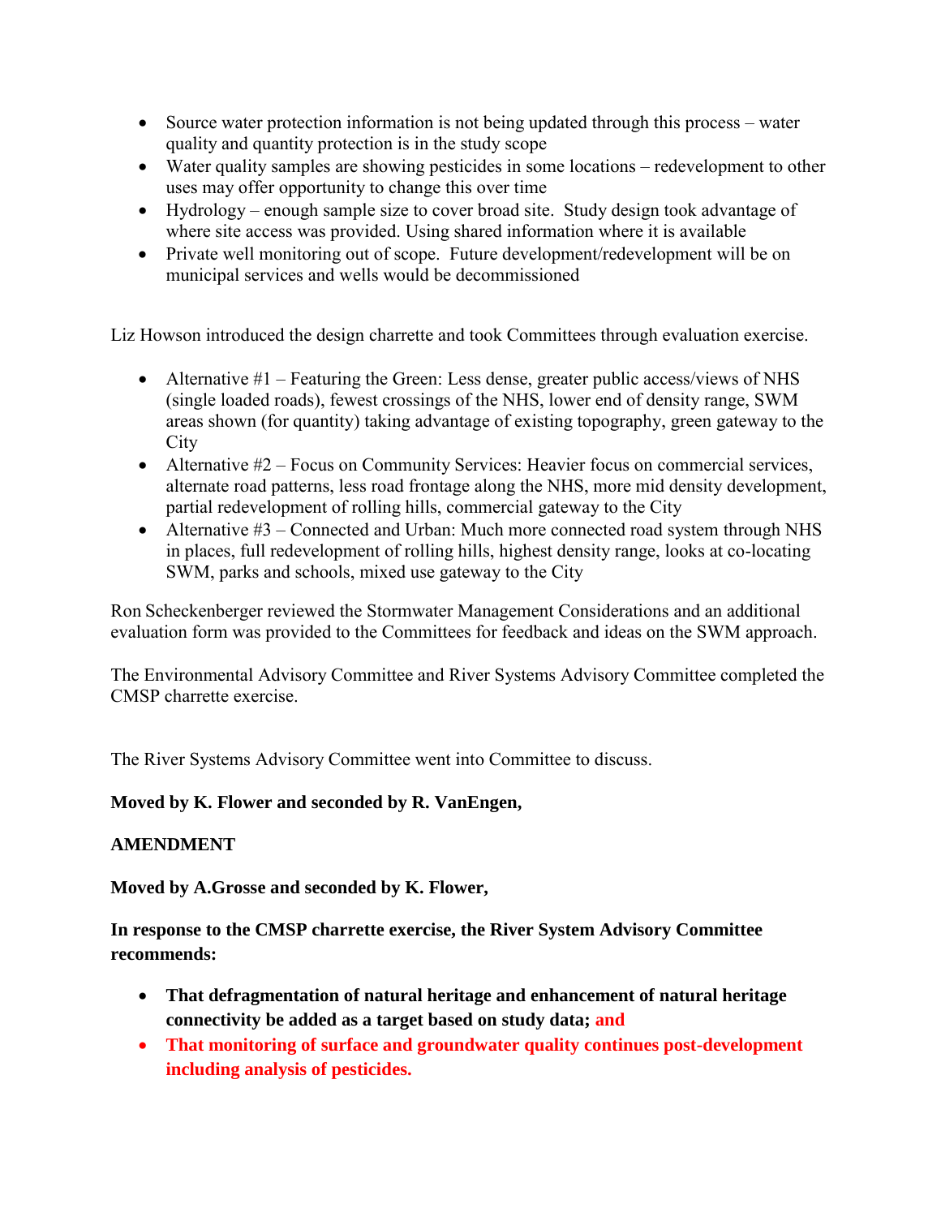- Source water protection information is not being updated through this process – water quality and quantity protection is in the study scope
- Water quality samples are showing pesticides in some locations – redevelopment to other uses may offer opportunity to change this over time
- Hydrology – enough sample size to cover broad site. Study design took advantage of where site access was provided. Using shared information where it is available
- Private well monitoring out of scope. Future development/redevelopment will be on municipal services and wells would be decommissioned

Liz Howson introduced the design charrette and took Committees through evaluation exercise.

- Alternative #1 – Featuring the Green: Less dense, greater public access/views of NHS (single loaded roads), fewest crossings of the NHS, lower end of density range, SWM areas shown (for quantity) taking advantage of existing topography, green gateway to the City
- Alternative #2 – Focus on Community Services: Heavier focus on commercial services, alternate road patterns, less road frontage along the NHS, more mid density development, partial redevelopment of rolling hills, commercial gateway to the City
- Alternative #3 – Connected and Urban: Much more connected road system through NHS in places, full redevelopment of rolling hills, highest density range, looks at co-locating SWM, parks and schools, mixed use gateway to the City

Ron Scheckenberger reviewed the Stormwater Management Considerations and an additional evaluation form was provided to the Committees for feedback and ideas on the SWM approach.

The Environmental Advisory Committee and River Systems Advisory Committee completed the CMSP charrette exercise.

The River Systems Advisory Committee went into Committee to discuss.

**Moved by K. Flower and seconded by R. VanEngen,**

**AMENDMENT**

**Moved by A.Grosse and seconded by K. Flower,**

**In response to the CMSP charrette exercise, the River System Advisory Committee recommends:**

- **That defragmentation of natural heritage and enhancement of natural heritage connectivity be added as a target based on study data; and**
- **That monitoring of surface and groundwater quality continues post-development including analysis of pesticides.**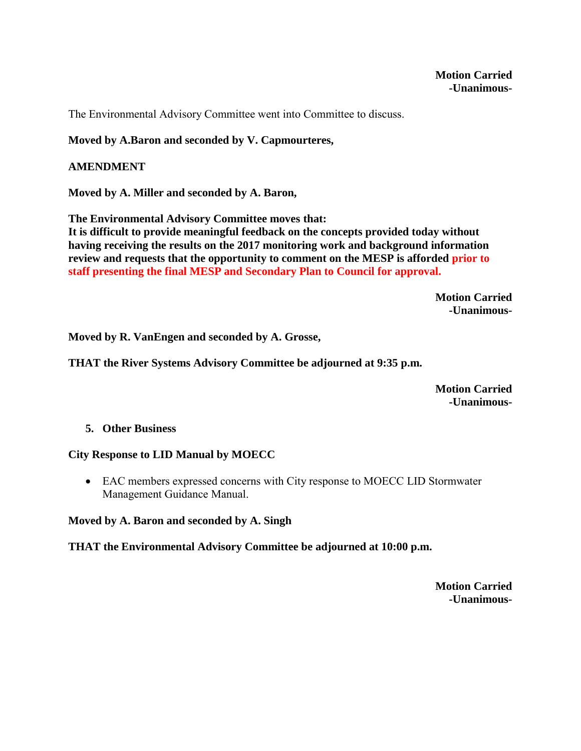**Motion Carried**
**-Unanimous-**

The Environmental Advisory Committee went into Committee to discuss.

**Moved by A.Baron and seconded by V. Capmourteres,**

**AMENDMENT**

**Moved by A. Miller and seconded by A. Baron,**

**The Environmental Advisory Committee moves that:**
**It is difficult to provide meaningful feedback on the concepts provided today without having receiving the results on the 2017 monitoring work and background information review and requests that the opportunity to comment on the MESP is afforded prior to staff presenting the final MESP and Secondary Plan to Council for approval.**

**Motion Carried**
**-Unanimous-**

**Moved by R. VanEngen and seconded by A. Grosse,**

**THAT the River Systems Advisory Committee be adjourned at 9:35 p.m.**

**Motion Carried**
**-Unanimous-**

## 5. Other Business

**City Response to LID Manual by MOECC**

- EAC members expressed concerns with City response to MOECC LID Stormwater Management Guidance Manual.

**Moved by A. Baron and seconded by A. Singh**

**THAT the Environmental Advisory Committee be adjourned at 10:00 p.m.**

**Motion Carried**
**-Unanimous-**